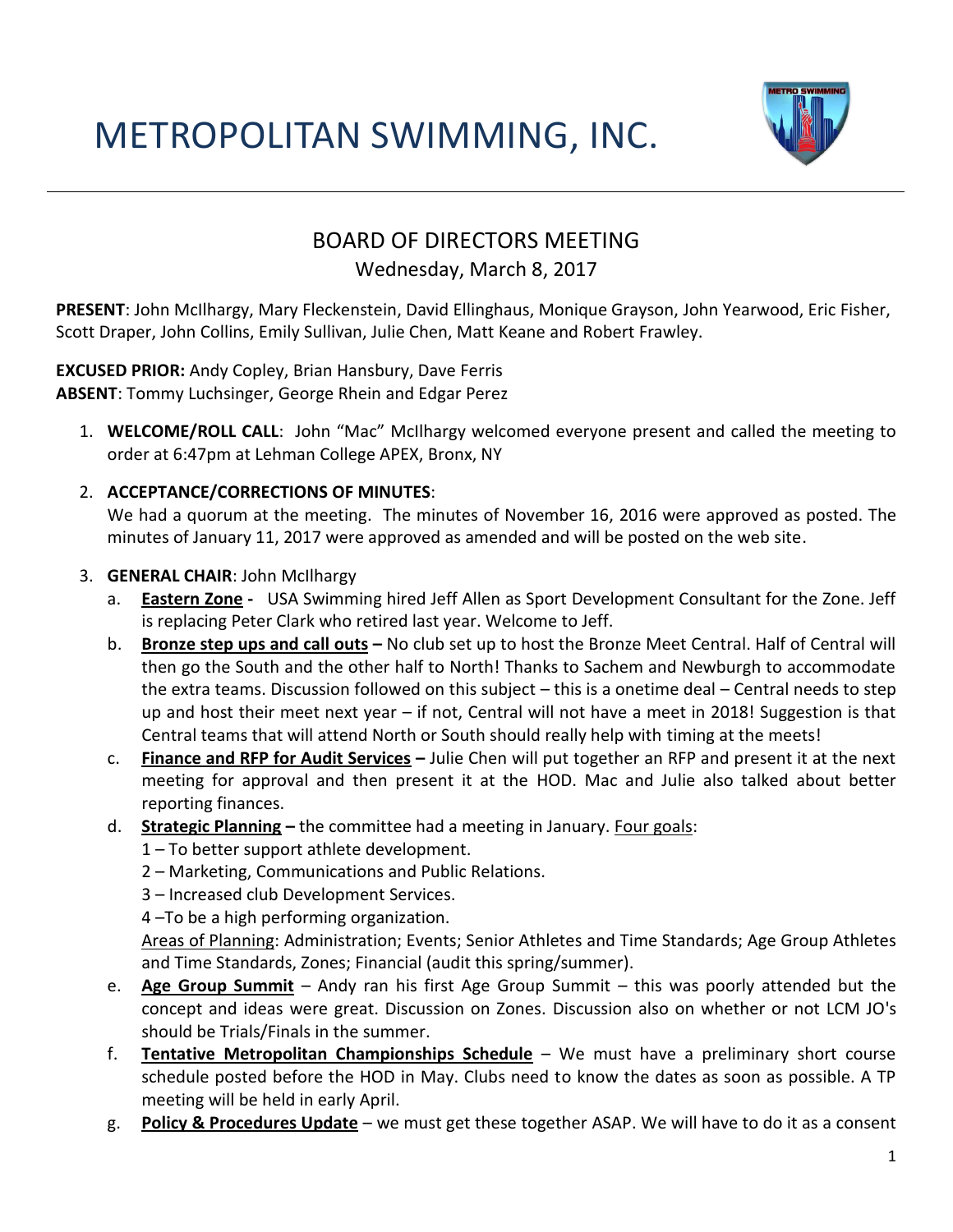# METROPOLITAN SWIMMING, INC.

## BOARD OF DIRECTORS MEETING

Wednesday, March 8, 2017

**PRESENT**: John McIlhargy, Mary Fleckenstein, David Ellinghaus, Monique Grayson, John Yearwood, Eric Fisher, Scott Draper, John Collins, Emily Sullivan, Julie Chen, Matt Keane and Robert Frawley.

**EXCUSED PRIOR:** Andy Copley, Brian Hansbury, Dave Ferris
**ABSENT**: Tommy Luchsinger, George Rhein and Edgar Perez

1. **WELCOME/ROLL CALL**: John "Mac" McIlhargy welcomed everyone present and called the meeting to order at 6:47pm at Lehman College APEX, Bronx, NY

2. **ACCEPTANCE/CORRECTIONS OF MINUTES**:
   We had a quorum at the meeting. The minutes of November 16, 2016 were approved as posted. The minutes of January 11, 2017 were approved as amended and will be posted on the web site.

3. **GENERAL CHAIR**: John McIlhargy
   a. **Eastern Zone -** USA Swimming hired Jeff Allen as Sport Development Consultant for the Zone. Jeff is replacing Peter Clark who retired last year. Welcome to Jeff.
   b. **Bronze step ups and call outs –** No club set up to host the Bronze Meet Central. Half of Central will then go the South and the other half to North! Thanks to Sachem and Newburgh to accommodate the extra teams. Discussion followed on this subject – this is a onetime deal – Central needs to step up and host their meet next year – if not, Central will not have a meet in 2018! Suggestion is that Central teams that will attend North or South should really help with timing at the meets!
   c. **Finance and RFP for Audit Services –** Julie Chen will put together an RFP and present it at the next meeting for approval and then present it at the HOD. Mac and Julie also talked about better reporting finances.
   d. **Strategic Planning –** the committee had a meeting in January. Four goals:
      1 – To better support athlete development.
      2 – Marketing, Communications and Public Relations.
      3 – Increased club Development Services.
      4 –To be a high performing organization.
      Areas of Planning: Administration; Events; Senior Athletes and Time Standards; Age Group Athletes and Time Standards, Zones; Financial (audit this spring/summer).
   e. **Age Group Summit** – Andy ran his first Age Group Summit – this was poorly attended but the concept and ideas were great. Discussion on Zones. Discussion also on whether or not LCM JO's should be Trials/Finals in the summer.
   f. **Tentative Metropolitan Championships Schedule** – We must have a preliminary short course schedule posted before the HOD in May. Clubs need to know the dates as soon as possible. A TP meeting will be held in early April.
   g. **Policy & Procedures Update** – we must get these together ASAP. We will have to do it as a consent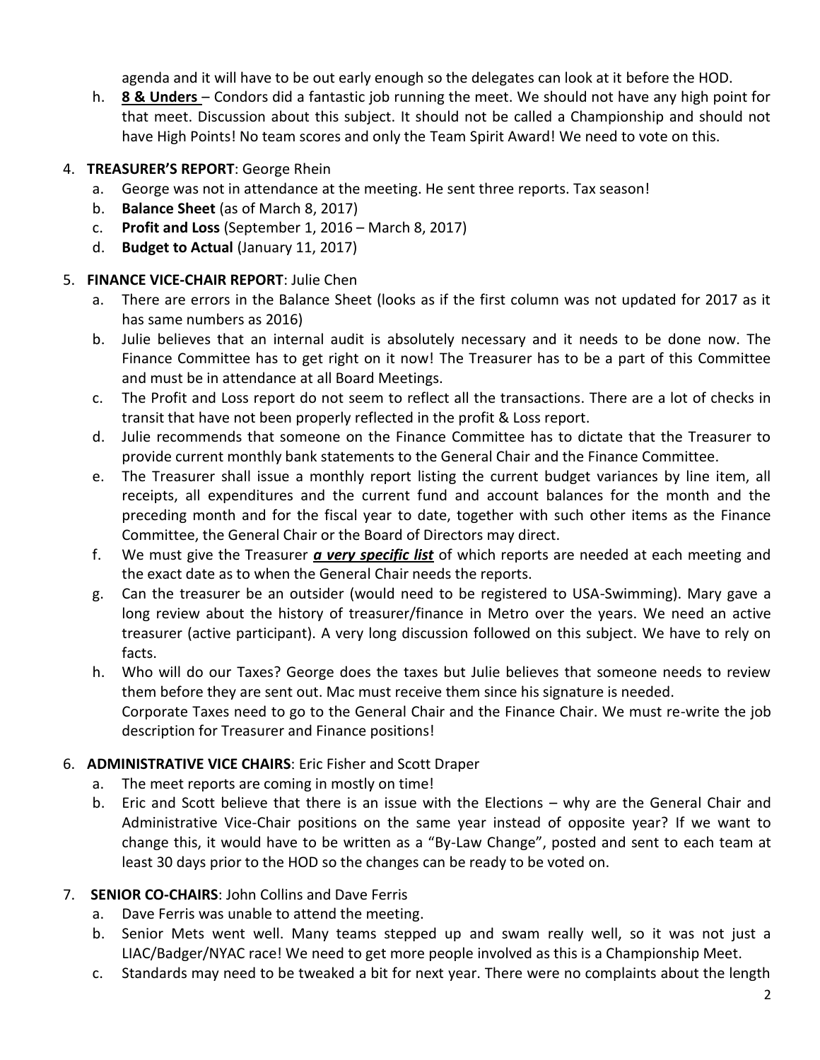agenda and it will have to be out early enough so the delegates can look at it before the HOD.

h. **8 & Unders** – Condors did a fantastic job running the meet. We should not have any high point for that meet. Discussion about this subject. It should not be called a Championship and should not have High Points! No team scores and only the Team Spirit Award! We need to vote on this.

4. **TREASURER'S REPORT**: George Rhein
   a. George was not in attendance at the meeting. He sent three reports. Tax season!
   b. **Balance Sheet** (as of March 8, 2017)
   c. **Profit and Loss** (September 1, 2016 – March 8, 2017)
   d. **Budget to Actual** (January 11, 2017)

5. **FINANCE VICE-CHAIR REPORT**: Julie Chen
   a. There are errors in the Balance Sheet (looks as if the first column was not updated for 2017 as it has same numbers as 2016)
   b. Julie believes that an internal audit is absolutely necessary and it needs to be done now. The Finance Committee has to get right on it now! The Treasurer has to be a part of this Committee and must be in attendance at all Board Meetings.
   c. The Profit and Loss report do not seem to reflect all the transactions. There are a lot of checks in transit that have not been properly reflected in the profit & Loss report.
   d. Julie recommends that someone on the Finance Committee has to dictate that the Treasurer to provide current monthly bank statements to the General Chair and the Finance Committee.
   e. The Treasurer shall issue a monthly report listing the current budget variances by line item, all receipts, all expenditures and the current fund and account balances for the month and the preceding month and for the fiscal year to date, together with such other items as the Finance Committee, the General Chair or the Board of Directors may direct.
   f. We must give the Treasurer ***a very specific list*** of which reports are needed at each meeting and the exact date as to when the General Chair needs the reports.
   g. Can the treasurer be an outsider (would need to be registered to USA-Swimming). Mary gave a long review about the history of treasurer/finance in Metro over the years. We need an active treasurer (active participant). A very long discussion followed on this subject. We have to rely on facts.
   h. Who will do our Taxes? George does the taxes but Julie believes that someone needs to review them before they are sent out. Mac must receive them since his signature is needed.
   Corporate Taxes need to go to the General Chair and the Finance Chair. We must re-write the job description for Treasurer and Finance positions!

6. **ADMINISTRATIVE VICE CHAIRS**: Eric Fisher and Scott Draper
   a. The meet reports are coming in mostly on time!
   b. Eric and Scott believe that there is an issue with the Elections – why are the General Chair and Administrative Vice-Chair positions on the same year instead of opposite year? If we want to change this, it would have to be written as a "By-Law Change", posted and sent to each team at least 30 days prior to the HOD so the changes can be ready to be voted on.

7. **SENIOR CO-CHAIRS**: John Collins and Dave Ferris
   a. Dave Ferris was unable to attend the meeting.
   b. Senior Mets went well. Many teams stepped up and swam really well, so it was not just a LIAC/Badger/NYAC race! We need to get more people involved as this is a Championship Meet.
   c. Standards may need to be tweaked a bit for next year. There were no complaints about the length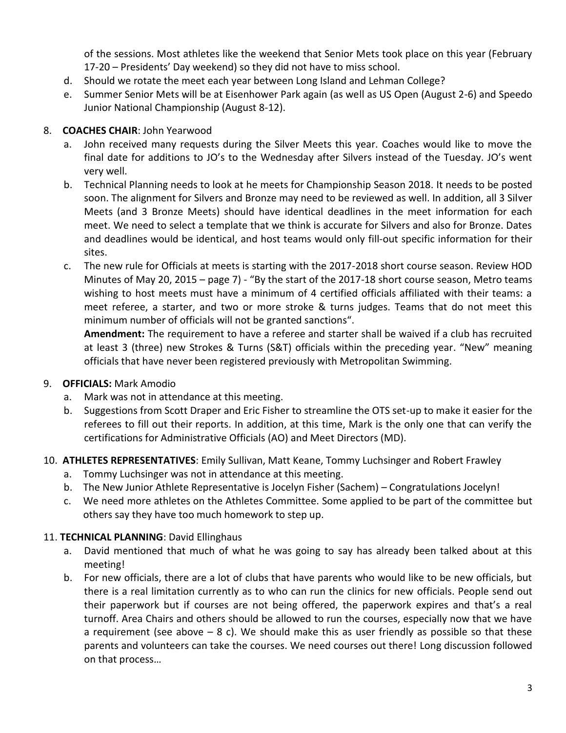of the sessions. Most athletes like the weekend that Senior Mets took place on this year (February 17-20 – Presidents' Day weekend) so they did not have to miss school.

d. Should we rotate the meet each year between Long Island and Lehman College?

e. Summer Senior Mets will be at Eisenhower Park again (as well as US Open (August 2-6) and Speedo Junior National Championship (August 8-12).

8. **COACHES CHAIR**: John Yearwood

   a. John received many requests during the Silver Meets this year. Coaches would like to move the final date for additions to JO's to the Wednesday after Silvers instead of the Tuesday. JO's went very well.

   b. Technical Planning needs to look at he meets for Championship Season 2018. It needs to be posted soon. The alignment for Silvers and Bronze may need to be reviewed as well. In addition, all 3 Silver Meets (and 3 Bronze Meets) should have identical deadlines in the meet information for each meet. We need to select a template that we think is accurate for Silvers and also for Bronze. Dates and deadlines would be identical, and host teams would only fill-out specific information for their sites.

   c. The new rule for Officials at meets is starting with the 2017-2018 short course season. Review HOD Minutes of May 20, 2015 – page 7) - "By the start of the 2017-18 short course season, Metro teams wishing to host meets must have a minimum of 4 certified officials affiliated with their teams: a meet referee, a starter, and two or more stroke & turns judges. Teams that do not meet this minimum number of officials will not be granted sanctions".

      **Amendment:** The requirement to have a referee and starter shall be waived if a club has recruited at least 3 (three) new Strokes & Turns (S&T) officials within the preceding year. "New" meaning officials that have never been registered previously with Metropolitan Swimming.

9. **OFFICIALS:** Mark Amodio

   a. Mark was not in attendance at this meeting.

   b. Suggestions from Scott Draper and Eric Fisher to streamline the OTS set-up to make it easier for the referees to fill out their reports. In addition, at this time, Mark is the only one that can verify the certifications for Administrative Officials (AO) and Meet Directors (MD).

10. **ATHLETES REPRESENTATIVES**: Emily Sullivan, Matt Keane, Tommy Luchsinger and Robert Frawley

    a. Tommy Luchsinger was not in attendance at this meeting.

    b. The New Junior Athlete Representative is Jocelyn Fisher (Sachem) – Congratulations Jocelyn!

    c. We need more athletes on the Athletes Committee. Some applied to be part of the committee but others say they have too much homework to step up.

11. **TECHNICAL PLANNING**: David Ellinghaus

    a. David mentioned that much of what he was going to say has already been talked about at this meeting!

    b. For new officials, there are a lot of clubs that have parents who would like to be new officials, but there is a real limitation currently as to who can run the clinics for new officials. People send out their paperwork but if courses are not being offered, the paperwork expires and that's a real turnoff. Area Chairs and others should be allowed to run the courses, especially now that we have a requirement (see above – 8 c). We should make this as user friendly as possible so that these parents and volunteers can take the courses. We need courses out there! Long discussion followed on that process…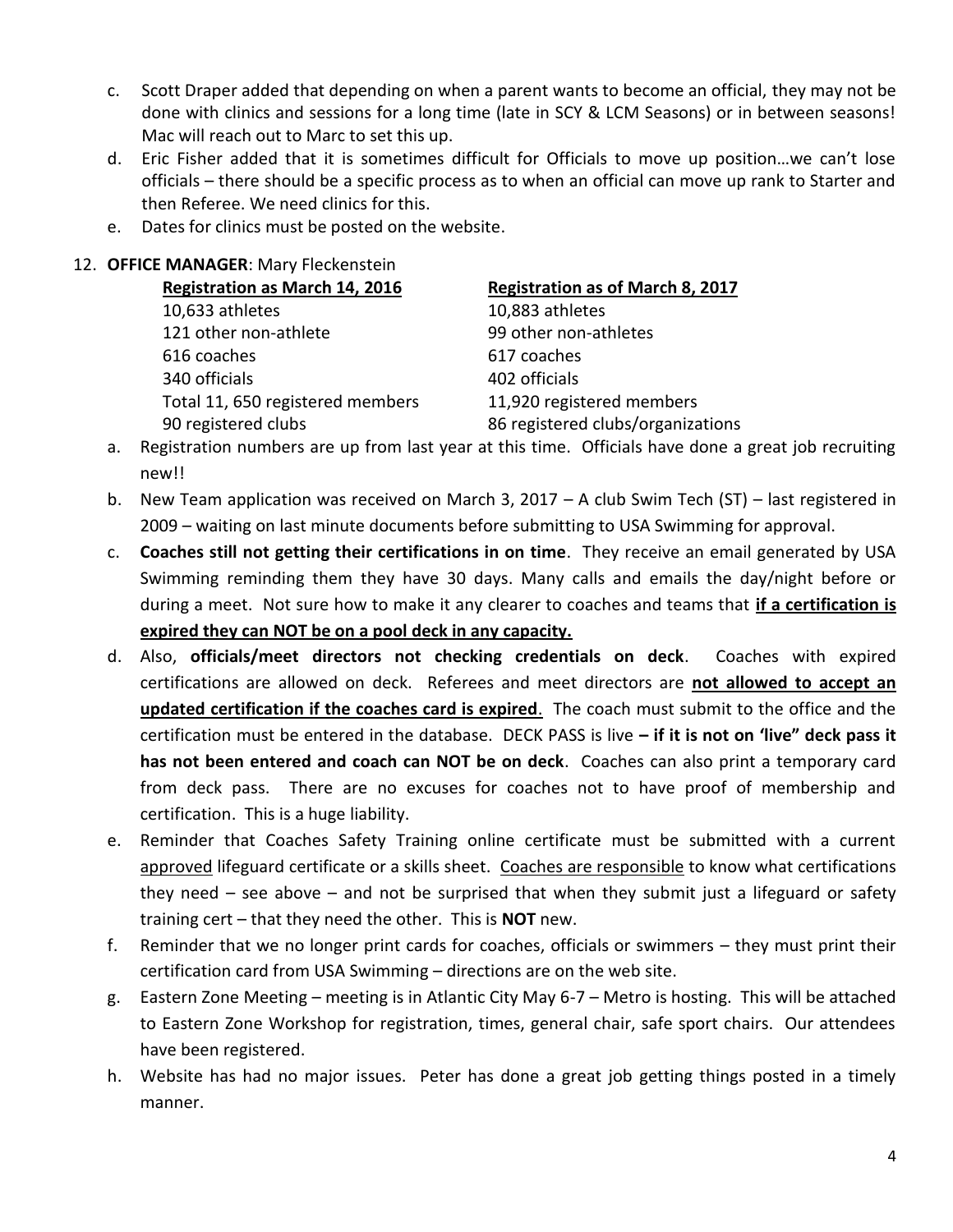c. Scott Draper added that depending on when a parent wants to become an official, they may not be done with clinics and sessions for a long time (late in SCY & LCM Seasons) or in between seasons! Mac will reach out to Marc to set this up.

d. Eric Fisher added that it is sometimes difficult for Officials to move up position…we can't lose officials – there should be a specific process as to when an official can move up rank to Starter and then Referee. We need clinics for this.

e. Dates for clinics must be posted on the website.

12. **OFFICE MANAGER**: Mary Fleckenstein

| <u>**Registration as March 14, 2016**</u> | <u>**Registration as of March 8, 2017**</u> |
| --- | --- |
| 10,633 athletes | 10,883 athletes |
| 121 other non-athlete | 99 other non-athletes |
| 616 coaches | 617 coaches |
| 340 officials | 402 officials |
| Total 11, 650 registered members | 11,920 registered members |
| 90 registered clubs | 86 registered clubs/organizations |

a. Registration numbers are up from last year at this time. Officials have done a great job recruiting new!!

b. New Team application was received on March 3, 2017 – A club Swim Tech (ST) – last registered in 2009 – waiting on last minute documents before submitting to USA Swimming for approval.

c. **Coaches still not getting their certifications in on time**. They receive an email generated by USA Swimming reminding them they have 30 days. Many calls and emails the day/night before or during a meet. Not sure how to make it any clearer to coaches and teams that <u>**if a certification is expired they can NOT be on a pool deck in any capacity.**</u>

d. Also, **officials/meet directors not checking credentials on deck**. Coaches with expired certifications are allowed on deck. Referees and meet directors are <u>**not allowed to accept an updated certification if the coaches card is expired**</u>. The coach must submit to the office and the certification must be entered in the database. DECK PASS is live **– if it is not on 'live" deck pass it has not been entered and coach can NOT be on deck**. Coaches can also print a temporary card from deck pass. There are no excuses for coaches not to have proof of membership and certification. This is a huge liability.

e. Reminder that Coaches Safety Training online certificate must be submitted with a current <u>approved</u> lifeguard certificate or a skills sheet. <u>Coaches are responsible</u> to know what certifications they need – see above – and not be surprised that when they submit just a lifeguard or safety training cert – that they need the other. This is **NOT** new.

f. Reminder that we no longer print cards for coaches, officials or swimmers – they must print their certification card from USA Swimming – directions are on the web site.

g. Eastern Zone Meeting – meeting is in Atlantic City May 6-7 – Metro is hosting. This will be attached to Eastern Zone Workshop for registration, times, general chair, safe sport chairs. Our attendees have been registered.

h. Website has had no major issues. Peter has done a great job getting things posted in a timely manner.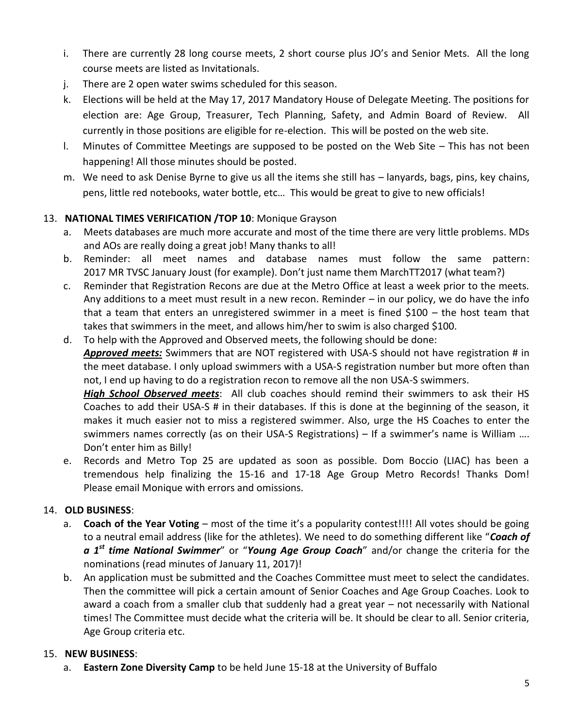i. There are currently 28 long course meets, 2 short course plus JO's and Senior Mets. All the long course meets are listed as Invitationals.
j. There are 2 open water swims scheduled for this season.
k. Elections will be held at the May 17, 2017 Mandatory House of Delegate Meeting. The positions for election are: Age Group, Treasurer, Tech Planning, Safety, and Admin Board of Review. All currently in those positions are eligible for re-election. This will be posted on the web site.
l. Minutes of Committee Meetings are supposed to be posted on the Web Site – This has not been happening! All those minutes should be posted.
m. We need to ask Denise Byrne to give us all the items she still has – lanyards, bags, pins, key chains, pens, little red notebooks, water bottle, etc… This would be great to give to new officials!

13. **NATIONAL TIMES VERIFICATION /TOP 10**: Monique Grayson
    a. Meets databases are much more accurate and most of the time there are very little problems. MDs and AOs are really doing a great job! Many thanks to all!
    b. Reminder: all meet names and database names must follow the same pattern: 2017 MR TVSC January Joust (for example). Don't just name them MarchTT2017 (what team?)
    c. Reminder that Registration Recons are due at the Metro Office at least a week prior to the meets. Any additions to a meet must result in a new recon. Reminder – in our policy, we do have the info that a team that enters an unregistered swimmer in a meet is fined $100 – the host team that takes that swimmers in the meet, and allows him/her to swim is also charged $100.
    d. To help with the Approved and Observed meets, the following should be done:
       ***Approved meets:*** Swimmers that are NOT registered with USA-S should not have registration # in the meet database. I only upload swimmers with a USA-S registration number but more often than not, I end up having to do a registration recon to remove all the non USA-S swimmers.
       ***High School Observed meets***: All club coaches should remind their swimmers to ask their HS Coaches to add their USA-S # in their databases. If this is done at the beginning of the season, it makes it much easier not to miss a registered swimmer. Also, urge the HS Coaches to enter the swimmers names correctly (as on their USA-S Registrations) – If a swimmer's name is William …. Don't enter him as Billy!
    e. Records and Metro Top 25 are updated as soon as possible. Dom Boccio (LIAC) has been a tremendous help finalizing the 15-16 and 17-18 Age Group Metro Records! Thanks Dom! Please email Monique with errors and omissions.

14. **OLD BUSINESS**:
    a. **Coach of the Year Voting** – most of the time it's a popularity contest!!!! All votes should be going to a neutral email address (like for the athletes). We need to do something different like "***Coach of a 1st time National Swimmer***" or "***Young Age Group Coach***" and/or change the criteria for the nominations (read minutes of January 11, 2017)!
    b. An application must be submitted and the Coaches Committee must meet to select the candidates. Then the committee will pick a certain amount of Senior Coaches and Age Group Coaches. Look to award a coach from a smaller club that suddenly had a great year – not necessarily with National times! The Committee must decide what the criteria will be. It should be clear to all. Senior criteria, Age Group criteria etc.

15. **NEW BUSINESS**:
    a. **Eastern Zone Diversity Camp** to be held June 15-18 at the University of Buffalo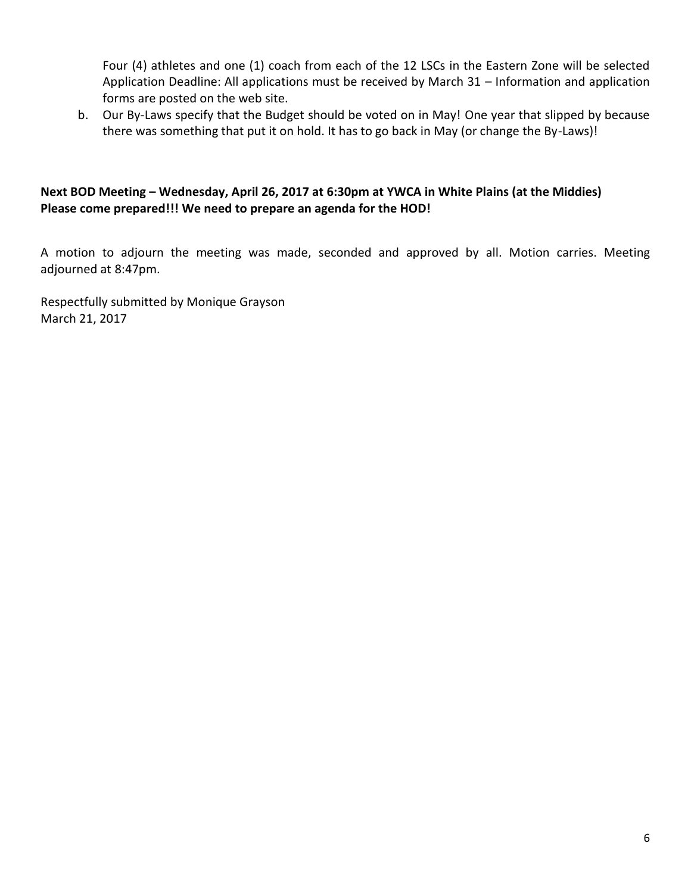Four (4) athletes and one (1) coach from each of the 12 LSCs in the Eastern Zone will be selected Application Deadline: All applications must be received by March 31 – Information and application forms are posted on the web site.

b. Our By-Laws specify that the Budget should be voted on in May! One year that slipped by because there was something that put it on hold. It has to go back in May (or change the By-Laws)!

**Next BOD Meeting – Wednesday, April 26, 2017 at 6:30pm at YWCA in White Plains (at the Middies)**
**Please come prepared!!! We need to prepare an agenda for the HOD!**

A motion to adjourn the meeting was made, seconded and approved by all. Motion carries. Meeting adjourned at 8:47pm.

Respectfully submitted by Monique Grayson
March 21, 2017